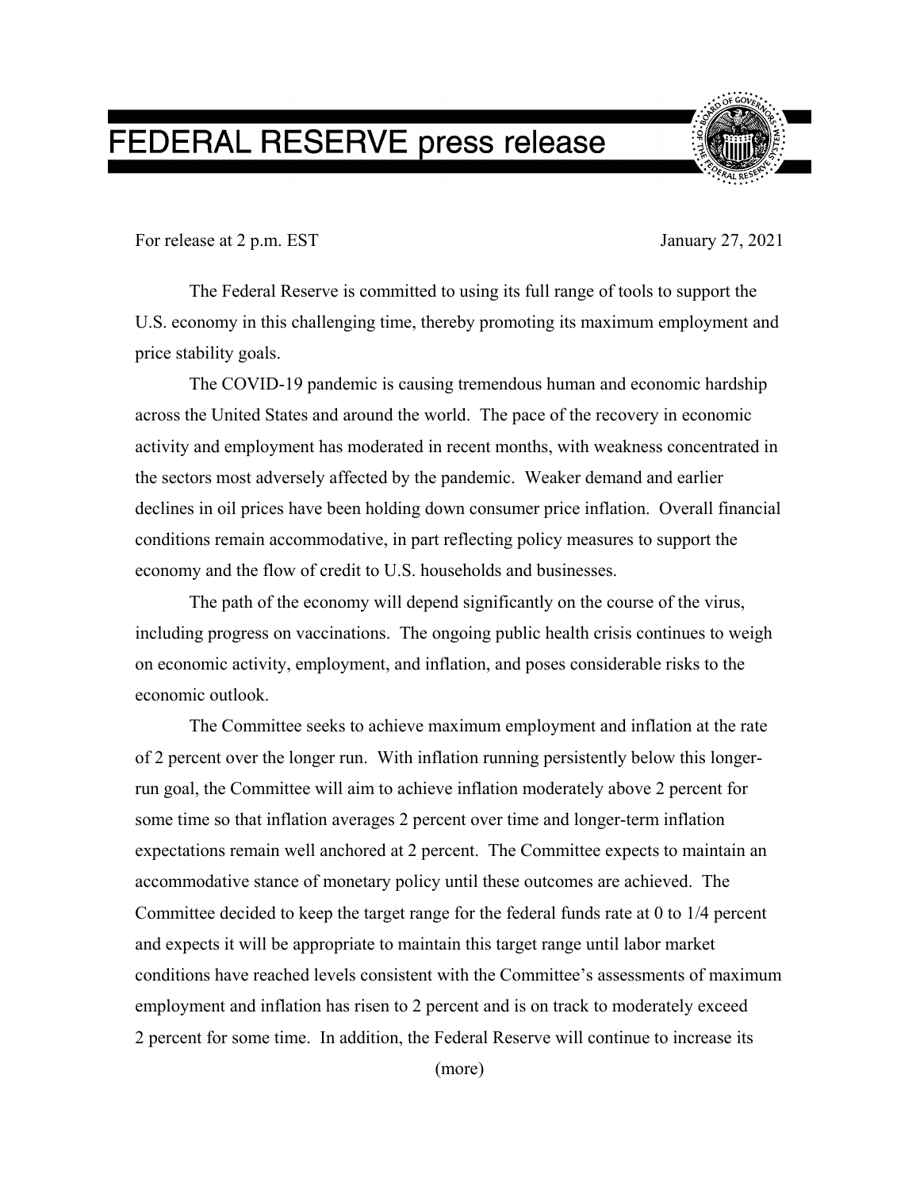# FEDERAL RESERVE press release

For release at 2 p.m. EST

January 27, 2021

The Federal Reserve is committed to using its full range of tools to support the U.S. economy in this challenging time, thereby promoting its maximum employment and price stability goals.

The COVID-19 pandemic is causing tremendous human and economic hardship across the United States and around the world. The pace of the recovery in economic activity and employment has moderated in recent months, with weakness concentrated in the sectors most adversely affected by the pandemic. Weaker demand and earlier declines in oil prices have been holding down consumer price inflation. Overall financial conditions remain accommodative, in part reflecting policy measures to support the economy and the flow of credit to U.S. households and businesses.

The path of the economy will depend significantly on the course of the virus, including progress on vaccinations. The ongoing public health crisis continues to weigh on economic activity, employment, and inflation, and poses considerable risks to the economic outlook.

The Committee seeks to achieve maximum employment and inflation at the rate of 2 percent over the longer run. With inflation running persistently below this longer-run goal, the Committee will aim to achieve inflation moderately above 2 percent for some time so that inflation averages 2 percent over time and longer-term inflation expectations remain well anchored at 2 percent. The Committee expects to maintain an accommodative stance of monetary policy until these outcomes are achieved. The Committee decided to keep the target range for the federal funds rate at 0 to 1/4 percent and expects it will be appropriate to maintain this target range until labor market conditions have reached levels consistent with the Committee's assessments of maximum employment and inflation has risen to 2 percent and is on track to moderately exceed 2 percent for some time. In addition, the Federal Reserve will continue to increase its

(more)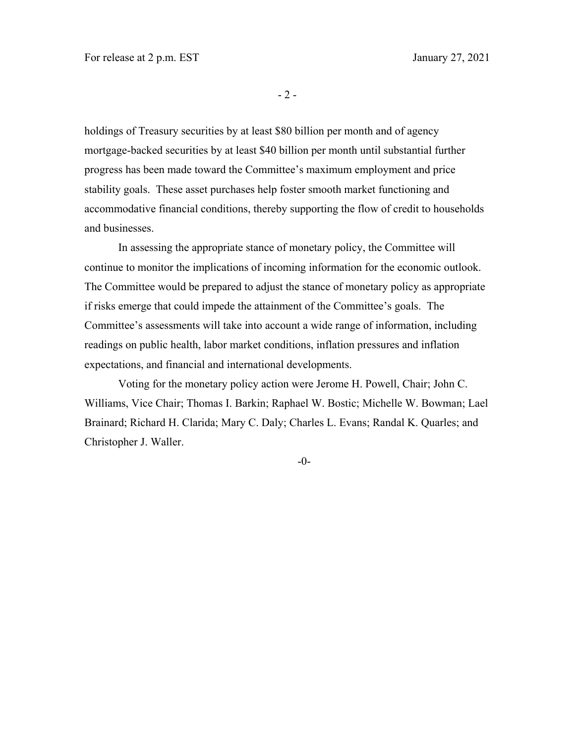holdings of Treasury securities by at least $80 billion per month and of agency mortgage-backed securities by at least $40 billion per month until substantial further progress has been made toward the Committee's maximum employment and price stability goals. These asset purchases help foster smooth market functioning and accommodative financial conditions, thereby supporting the flow of credit to households and businesses.

In assessing the appropriate stance of monetary policy, the Committee will continue to monitor the implications of incoming information for the economic outlook. The Committee would be prepared to adjust the stance of monetary policy as appropriate if risks emerge that could impede the attainment of the Committee's goals. The Committee's assessments will take into account a wide range of information, including readings on public health, labor market conditions, inflation pressures and inflation expectations, and financial and international developments.

Voting for the monetary policy action were Jerome H. Powell, Chair; John C. Williams, Vice Chair; Thomas I. Barkin; Raphael W. Bostic; Michelle W. Bowman; Lael Brainard; Richard H. Clarida; Mary C. Daly; Charles L. Evans; Randal K. Quarles; and Christopher J. Waller.

-0-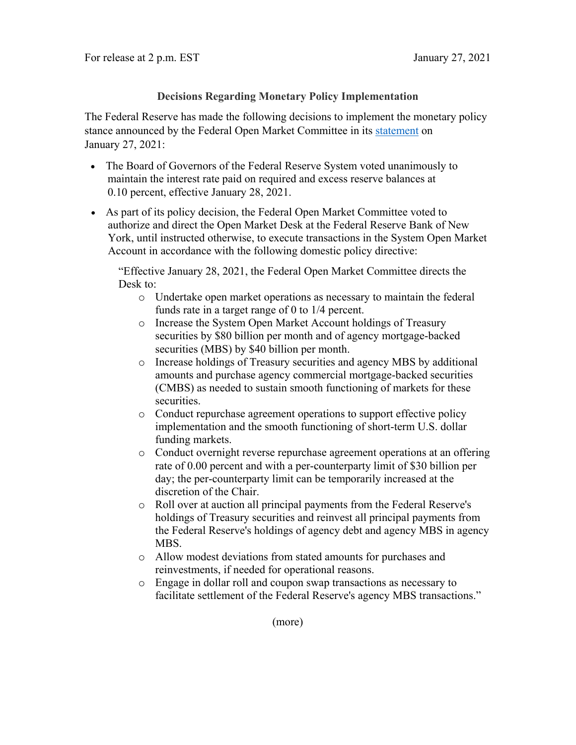For release at 2 p.m. EST January 27, 2021

### Decisions Regarding Monetary Policy Implementation

The Federal Reserve has made the following decisions to implement the monetary policy stance announced by the Federal Open Market Committee in its statement on January 27, 2021:

- The Board of Governors of the Federal Reserve System voted unanimously to maintain the interest rate paid on required and excess reserve balances at 0.10 percent, effective January 28, 2021.
- As part of its policy decision, the Federal Open Market Committee voted to authorize and direct the Open Market Desk at the Federal Reserve Bank of New York, until instructed otherwise, to execute transactions in the System Open Market Account in accordance with the following domestic policy directive:

  "Effective January 28, 2021, the Federal Open Market Committee directs the Desk to:
  - Undertake open market operations as necessary to maintain the federal funds rate in a target range of 0 to 1/4 percent.
  - Increase the System Open Market Account holdings of Treasury securities by $80 billion per month and of agency mortgage-backed securities (MBS) by $40 billion per month.
  - Increase holdings of Treasury securities and agency MBS by additional amounts and purchase agency commercial mortgage-backed securities (CMBS) as needed to sustain smooth functioning of markets for these securities.
  - Conduct repurchase agreement operations to support effective policy implementation and the smooth functioning of short-term U.S. dollar funding markets.
  - Conduct overnight reverse repurchase agreement operations at an offering rate of 0.00 percent and with a per-counterparty limit of $30 billion per day; the per-counterparty limit can be temporarily increased at the discretion of the Chair.
  - Roll over at auction all principal payments from the Federal Reserve's holdings of Treasury securities and reinvest all principal payments from the Federal Reserve's holdings of agency debt and agency MBS in agency MBS.
  - Allow modest deviations from stated amounts for purchases and reinvestments, if needed for operational reasons.
  - Engage in dollar roll and coupon swap transactions as necessary to facilitate settlement of the Federal Reserve's agency MBS transactions."

(more)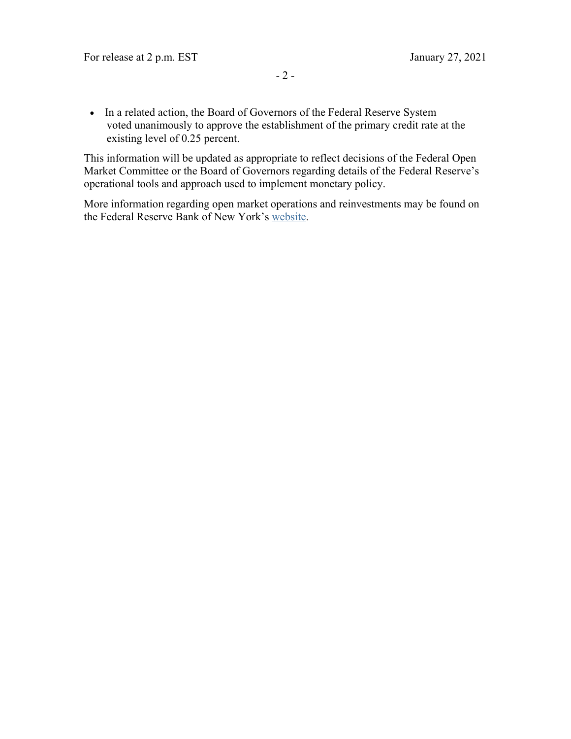- In a related action, the Board of Governors of the Federal Reserve System voted unanimously to approve the establishment of the primary credit rate at the existing level of 0.25 percent.

This information will be updated as appropriate to reflect decisions of the Federal Open Market Committee or the Board of Governors regarding details of the Federal Reserve's operational tools and approach used to implement monetary policy.

More information regarding open market operations and reinvestments may be found on the Federal Reserve Bank of New York's website.